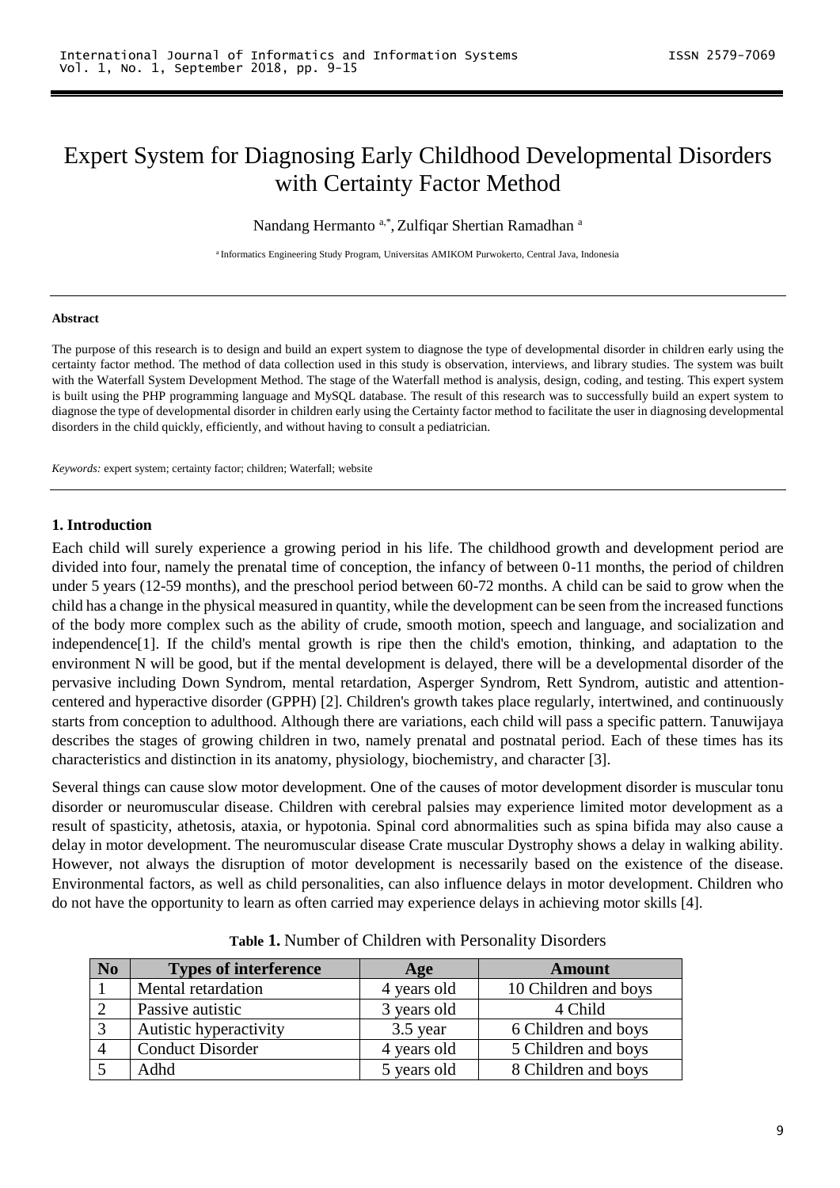# Expert System for Diagnosing Early Childhood Developmental Disorders with Certainty Factor Method

Nandang Hermanto [a,*], Zulfiqar Shertian Ramadhan [a]

[a] Informatics Engineering Study Program, Universitas AMIKOM Purwokerto, Central Java, Indonesia

#### Abstract

The purpose of this research is to design and build an expert system to diagnose the type of developmental disorder in children early using the certainty factor method. The method of data collection used in this study is observation, interviews, and library studies. The system was built with the Waterfall System Development Method. The stage of the Waterfall method is analysis, design, coding, and testing. This expert system is built using the PHP programming language and MySQL database. The result of this research was to successfully build an expert system to diagnose the type of developmental disorder in children early using the Certainty factor method to facilitate the user in diagnosing developmental disorders in the child quickly, efficiently, and without having to consult a pediatrician.

*Keywords:* expert system; certainty factor; children; Waterfall; website

## 1. Introduction

Each child will surely experience a growing period in his life. The childhood growth and development period are divided into four, namely the prenatal time of conception, the infancy of between 0-11 months, the period of children under 5 years (12-59 months), and the preschool period between 60-72 months. A child can be said to grow when the child has a change in the physical measured in quantity, while the development can be seen from the increased functions of the body more complex such as the ability of crude, smooth motion, speech and language, and socialization and independence[1]. If the child's mental growth is ripe then the child's emotion, thinking, and adaptation to the environment N will be good, but if the mental development is delayed, there will be a developmental disorder of the pervasive including Down Syndrom, mental retardation, Asperger Syndrom, Rett Syndrom, autistic and attention-centered and hyperactive disorder (GPPH) [2]. Children's growth takes place regularly, intertwined, and continuously starts from conception to adulthood. Although there are variations, each child will pass a specific pattern. Tanuwijaya describes the stages of growing children in two, namely prenatal and postnatal period. Each of these times has its characteristics and distinction in its anatomy, physiology, biochemistry, and character [3].

Several things can cause slow motor development. One of the causes of motor development disorder is muscular tonu disorder or neuromuscular disease. Children with cerebral palsies may experience limited motor development as a result of spasticity, athetosis, ataxia, or hypotonia. Spinal cord abnormalities such as spina bifida may also cause a delay in motor development. The neuromuscular disease Crate muscular Dystrophy shows a delay in walking ability. However, not always the disruption of motor development is necessarily based on the existence of the disease. Environmental factors, as well as child personalities, can also influence delays in motor development. Children who do not have the opportunity to learn as often carried may experience delays in achieving motor skills [4].

**Table 1.** Number of Children with Personality Disorders

| No | Types of interference | Age | Amount |
|---|---|---|---|
| 1 | Mental retardation | 4 years old | 10 Children and boys |
| 2 | Passive autistic | 3 years old | 4 Child |
| 3 | Autistic hyperactivity | 3.5 year | 6 Children and boys |
| 4 | Conduct Disorder | 4 years old | 5 Children and boys |
| 5 | Adhd | 5 years old | 8 Children and boys |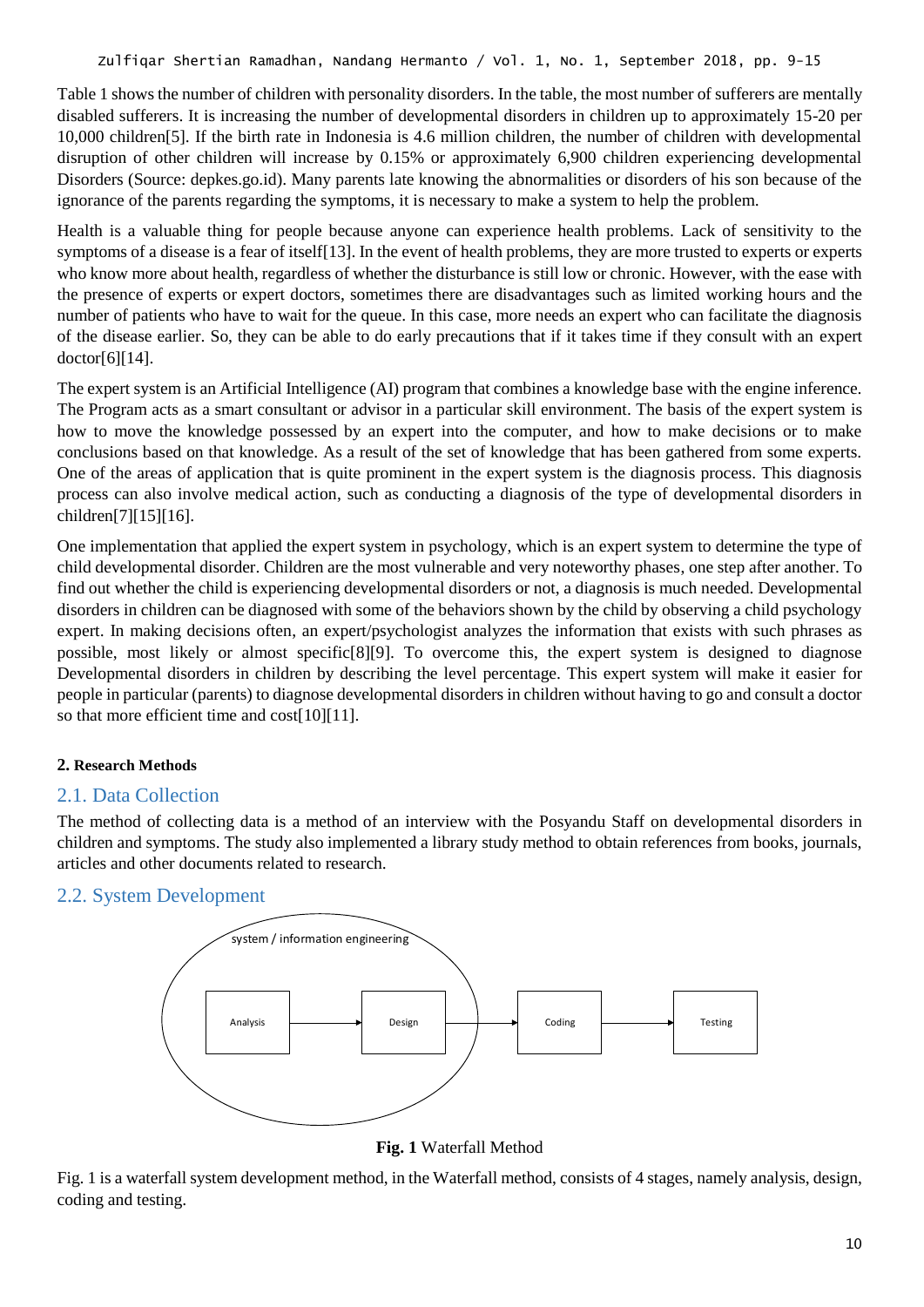Table 1 shows the number of children with personality disorders. In the table, the most number of sufferers are mentally disabled sufferers. It is increasing the number of developmental disorders in children up to approximately 15-20 per 10,000 children[5]. If the birth rate in Indonesia is 4.6 million children, the number of children with developmental disruption of other children will increase by 0.15% or approximately 6,900 children experiencing developmental Disorders (Source: depkes.go.id). Many parents late knowing the abnormalities or disorders of his son because of the ignorance of the parents regarding the symptoms, it is necessary to make a system to help the problem.

Health is a valuable thing for people because anyone can experience health problems. Lack of sensitivity to the symptoms of a disease is a fear of itself[13]. In the event of health problems, they are more trusted to experts or experts who know more about health, regardless of whether the disturbance is still low or chronic. However, with the ease with the presence of experts or expert doctors, sometimes there are disadvantages such as limited working hours and the number of patients who have to wait for the queue. In this case, more needs an expert who can facilitate the diagnosis of the disease earlier. So, they can be able to do early precautions that if it takes time if they consult with an expert doctor[6][14].

The expert system is an Artificial Intelligence (AI) program that combines a knowledge base with the engine inference. The Program acts as a smart consultant or advisor in a particular skill environment. The basis of the expert system is how to move the knowledge possessed by an expert into the computer, and how to make decisions or to make conclusions based on that knowledge. As a result of the set of knowledge that has been gathered from some experts. One of the areas of application that is quite prominent in the expert system is the diagnosis process. This diagnosis process can also involve medical action, such as conducting a diagnosis of the type of developmental disorders in children[7][15][16].

One implementation that applied the expert system in psychology, which is an expert system to determine the type of child developmental disorder. Children are the most vulnerable and very noteworthy phases, one step after another. To find out whether the child is experiencing developmental disorders or not, a diagnosis is much needed. Developmental disorders in children can be diagnosed with some of the behaviors shown by the child by observing a child psychology expert. In making decisions often, an expert/psychologist analyzes the information that exists with such phrases as possible, most likely or almost specific[8][9]. To overcome this, the expert system is designed to diagnose Developmental disorders in children by describing the level percentage. This expert system will make it easier for people in particular (parents) to diagnose developmental disorders in children without having to go and consult a doctor so that more efficient time and cost[10][11].

## 2. Research Methods

### 2.1. Data Collection

The method of collecting data is a method of an interview with the Posyandu Staff on developmental disorders in children and symptoms. The study also implemented a library study method to obtain references from books, journals, articles and other documents related to research.

### 2.2. System Development

system / information engineering

Analysis → Design → Coding → Testing

**Fig. 1** Waterfall Method

Fig. 1 is a waterfall system development method, in the Waterfall method, consists of 4 stages, namely analysis, design, coding and testing.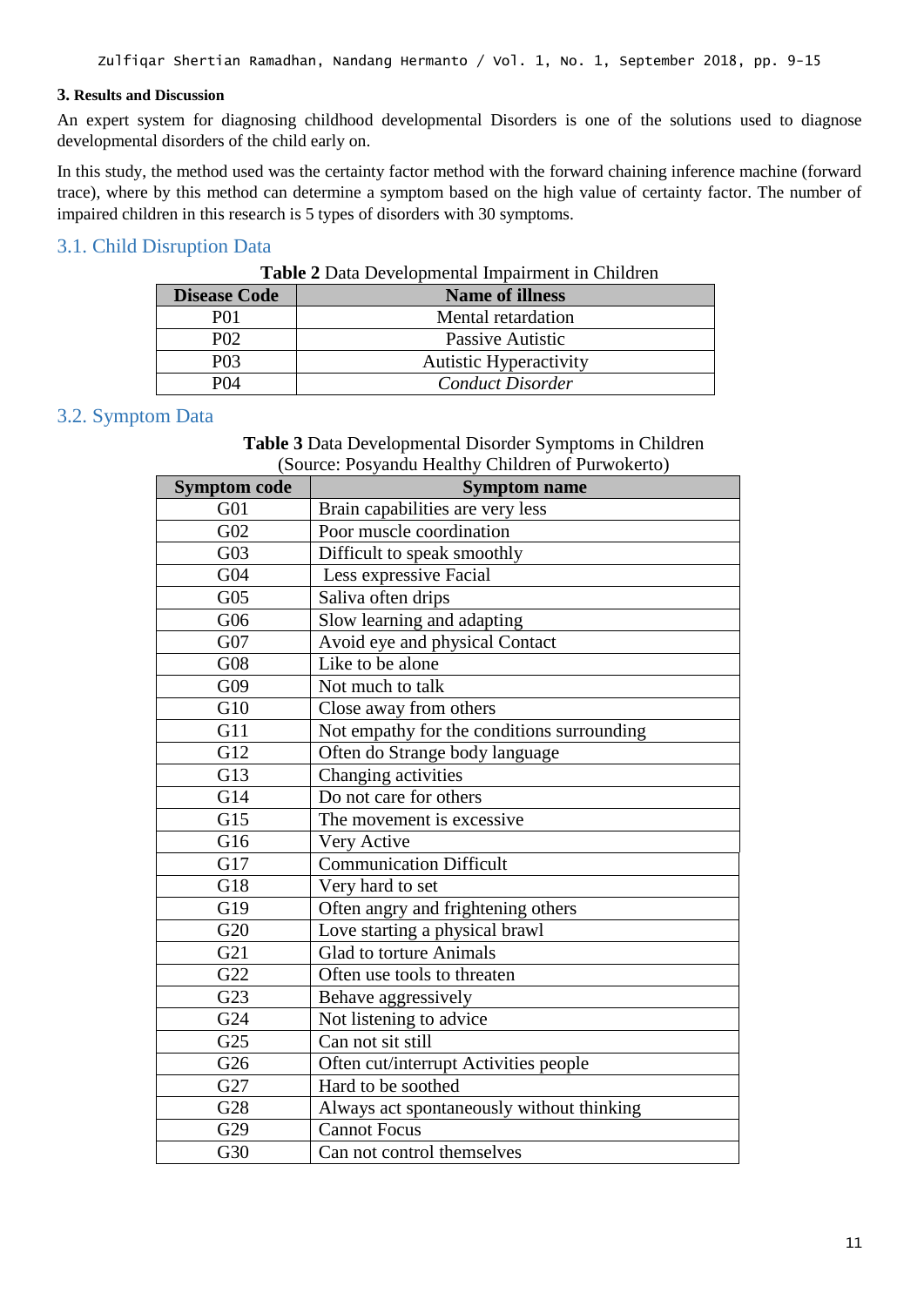## 3. Results and Discussion

An expert system for diagnosing childhood developmental Disorders is one of the solutions used to diagnose developmental disorders of the child early on.

In this study, the method used was the certainty factor method with the forward chaining inference machine (forward trace), where by this method can determine a symptom based on the high value of certainty factor. The number of impaired children in this research is 5 types of disorders with 30 symptoms.

### 3.1. Child Disruption Data

**Table 2** Data Developmental Impairment in Children

| Disease Code | Name of illness |
|---|---|
| P01 | Mental retardation |
| P02 | Passive Autistic |
| P03 | Autistic Hyperactivity |
| P04 | *Conduct Disorder* |

### 3.2. Symptom Data

**Table 3** Data Developmental Disorder Symptoms in Children
(Source: Posyandu Healthy Children of Purwokerto)

| Symptom code | Symptom name |
|---|---|
| G01 | Brain capabilities are very less |
| G02 | Poor muscle coordination |
| G03 | Difficult to speak smoothly |
| G04 | Less expressive Facial |
| G05 | Saliva often drips |
| G06 | Slow learning and adapting |
| G07 | Avoid eye and physical Contact |
| G08 | Like to be alone |
| G09 | Not much to talk |
| G10 | Close away from others |
| G11 | Not empathy for the conditions surrounding |
| G12 | Often do Strange body language |
| G13 | Changing activities |
| G14 | Do not care for others |
| G15 | The movement is excessive |
| G16 | Very Active |
| G17 | Communication Difficult |
| G18 | Very hard to set |
| G19 | Often angry and frightening others |
| G20 | Love starting a physical brawl |
| G21 | Glad to torture Animals |
| G22 | Often use tools to threaten |
| G23 | Behave aggressively |
| G24 | Not listening to advice |
| G25 | Can not sit still |
| G26 | Often cut/interrupt Activities people |
| G27 | Hard to be soothed |
| G28 | Always act spontaneously without thinking |
| G29 | Cannot Focus |
| G30 | Can not control themselves |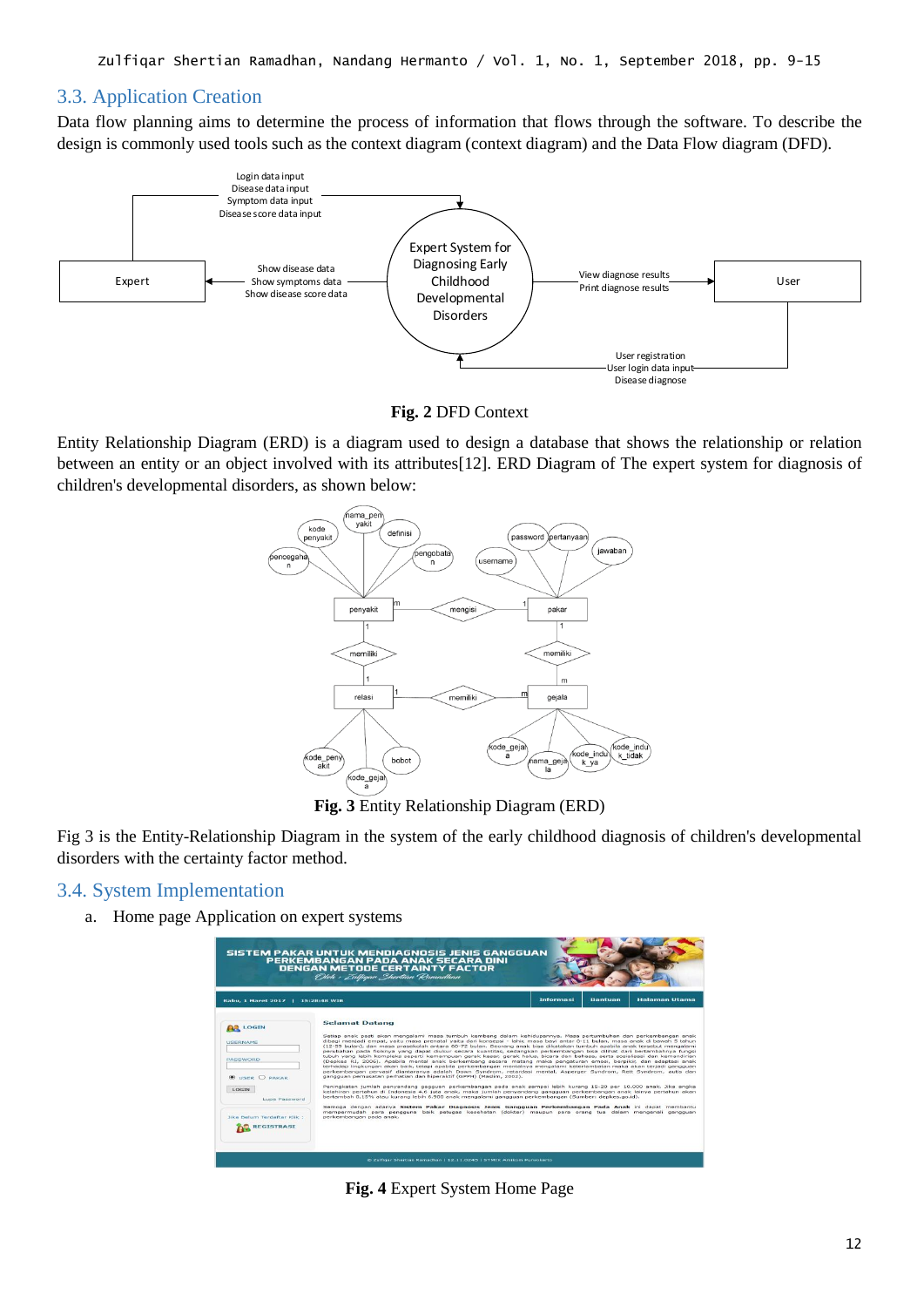## 3.3. Application Creation

Data flow planning aims to determine the process of information that flows through the software. To describe the design is commonly used tools such as the context diagram (context diagram) and the Data Flow diagram (DFD).

**Fig. 2** DFD Context

Entity Relationship Diagram (ERD) is a diagram used to design a database that shows the relationship or relation between an entity or an object involved with its attributes[12]. ERD Diagram of The expert system for diagnosis of children's developmental disorders, as shown below:

**Fig. 3** Entity Relationship Diagram (ERD)

Fig 3 is the Entity-Relationship Diagram in the system of the early childhood diagnosis of children's developmental disorders with the certainty factor method.

## 3.4. System Implementation

a. Home page Application on expert systems

**Fig. 4** Expert System Home Page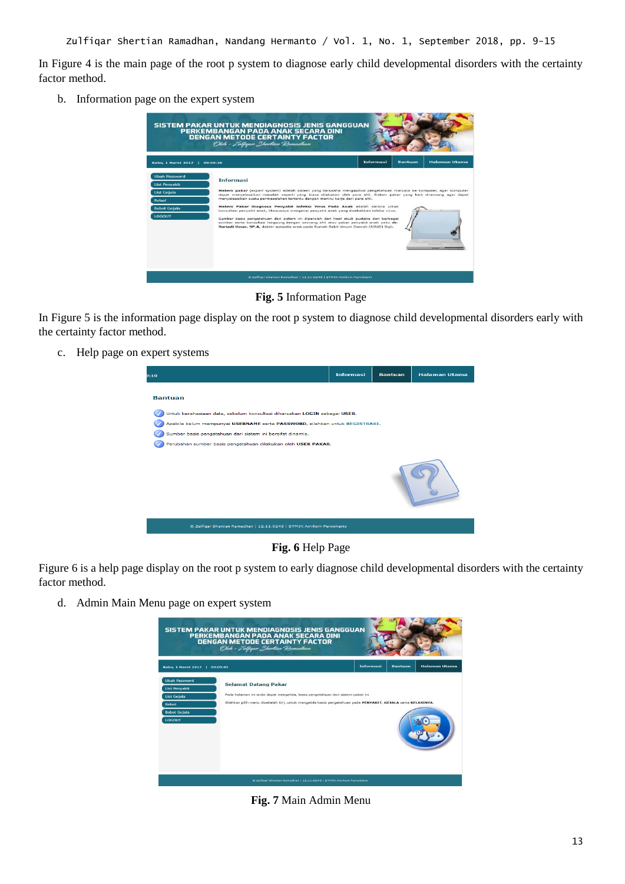In Figure 4 is the main page of the root p system to diagnose early child developmental disorders with the certainty factor method.

b. Information page on the expert system

**Fig. 5** Information Page

In Figure 5 is the information page display on the root p system to diagnose child developmental disorders early with the certainty factor method.

c. Help page on expert systems

**Fig. 6** Help Page

Figure 6 is a help page display on the root p system to early diagnose child developmental disorders with the certainty factor method.

d. Admin Main Menu page on expert system

**Fig. 7** Main Admin Menu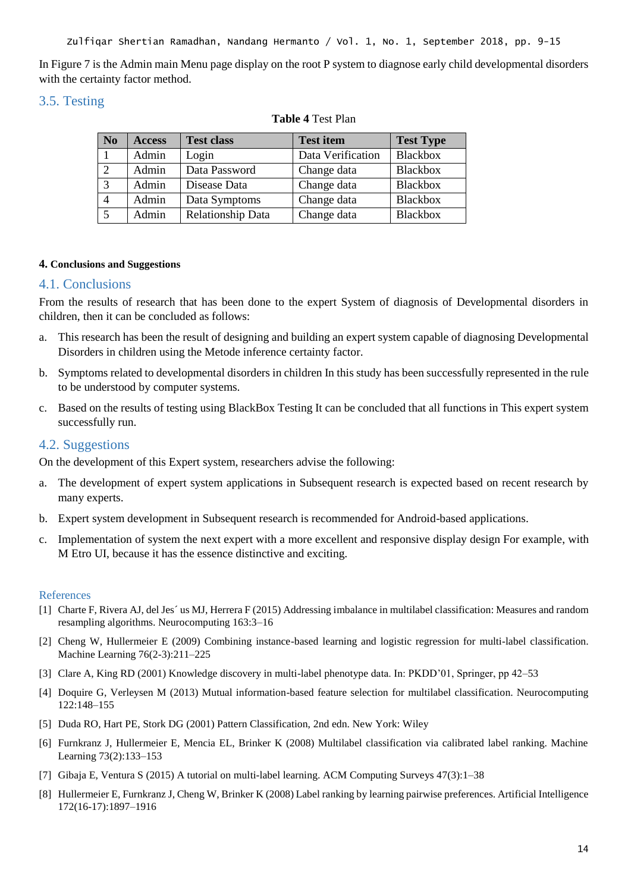In Figure 7 is the Admin main Menu page display on the root P system to diagnose early child developmental disorders with the certainty factor method.

## 3.5. Testing

**Table 4** Test Plan

| No | Access | Test class | Test item | Test Type |
|---|---|---|---|---|
| 1 | Admin | Login | Data Verification | Blackbox |
| 2 | Admin | Data Password | Change data | Blackbox |
| 3 | Admin | Disease Data | Change data | Blackbox |
| 4 | Admin | Data Symptoms | Change data | Blackbox |
| 5 | Admin | Relationship Data | Change data | Blackbox |

# 4. Conclusions and Suggestions

## 4.1. Conclusions

From the results of research that has been done to the expert System of diagnosis of Developmental disorders in children, then it can be concluded as follows:

a. This research has been the result of designing and building an expert system capable of diagnosing Developmental Disorders in children using the Metode inference certainty factor.

b. Symptoms related to developmental disorders in children In this study has been successfully represented in the rule to be understood by computer systems.

c. Based on the results of testing using BlackBox Testing It can be concluded that all functions in This expert system successfully run.

## 4.2. Suggestions

On the development of this Expert system, researchers advise the following:

a. The development of expert system applications in Subsequent research is expected based on recent research by many experts.

b. Expert system development in Subsequent research is recommended for Android-based applications.

c. Implementation of system the next expert with a more excellent and responsive display design For example, with M Etro UI, because it has the essence distinctive and exciting.

## References

[1] Charte F, Rivera AJ, del Jes´ us MJ, Herrera F (2015) Addressing imbalance in multilabel classification: Measures and random resampling algorithms. Neurocomputing 163:3–16

[2] Cheng W, Hullermeier E (2009) Combining instance-based learning and logistic regression for multi-label classification. Machine Learning 76(2-3):211–225

[3] Clare A, King RD (2001) Knowledge discovery in multi-label phenotype data. In: PKDD'01, Springer, pp 42–53

[4] Doquire G, Verleysen M (2013) Mutual information-based feature selection for multilabel classification. Neurocomputing 122:148–155

[5] Duda RO, Hart PE, Stork DG (2001) Pattern Classification, 2nd edn. New York: Wiley

[6] Furnkranz J, Hullermeier E, Mencia EL, Brinker K (2008) Multilabel classification via calibrated label ranking. Machine Learning 73(2):133–153

[7] Gibaja E, Ventura S (2015) A tutorial on multi-label learning. ACM Computing Surveys 47(3):1–38

[8] Hullermeier E, Furnkranz J, Cheng W, Brinker K (2008) Label ranking by learning pairwise preferences. Artificial Intelligence 172(16-17):1897–1916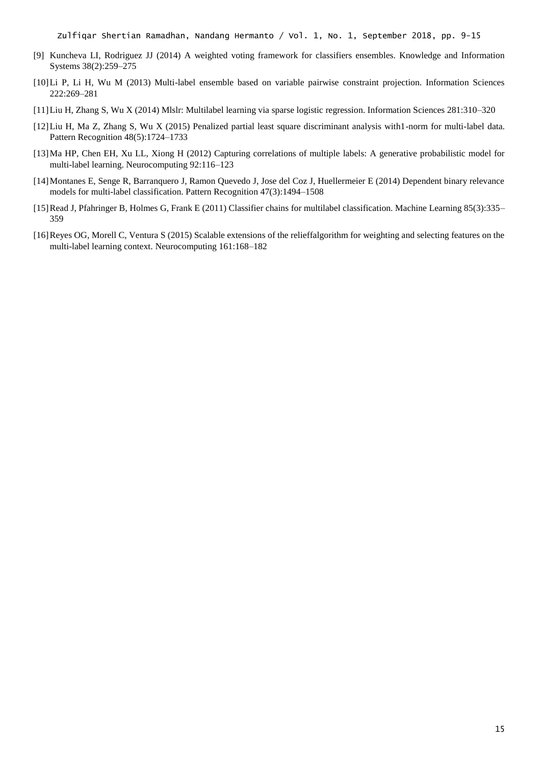[9] Kuncheva LI, Rodriguez JJ (2014) A weighted voting framework for classifiers ensembles. Knowledge and Information Systems 38(2):259–275

[10] Li P, Li H, Wu M (2013) Multi-label ensemble based on variable pairwise constraint projection. Information Sciences 222:269–281

[11] Liu H, Zhang S, Wu X (2014) Mlslr: Multilabel learning via sparse logistic regression. Information Sciences 281:310–320

[12] Liu H, Ma Z, Zhang S, Wu X (2015) Penalized partial least square discriminant analysis with1-norm for multi-label data. Pattern Recognition 48(5):1724–1733

[13] Ma HP, Chen EH, Xu LL, Xiong H (2012) Capturing correlations of multiple labels: A generative probabilistic model for multi-label learning. Neurocomputing 92:116–123

[14] Montanes E, Senge R, Barranquero J, Ramon Quevedo J, Jose del Coz J, Huellermeier E (2014) Dependent binary relevance models for multi-label classification. Pattern Recognition 47(3):1494–1508

[15] Read J, Pfahringer B, Holmes G, Frank E (2011) Classifier chains for multilabel classification. Machine Learning 85(3):335–359

[16] Reyes OG, Morell C, Ventura S (2015) Scalable extensions of the relieffalgorithm for weighting and selecting features on the multi-label learning context. Neurocomputing 161:168–182